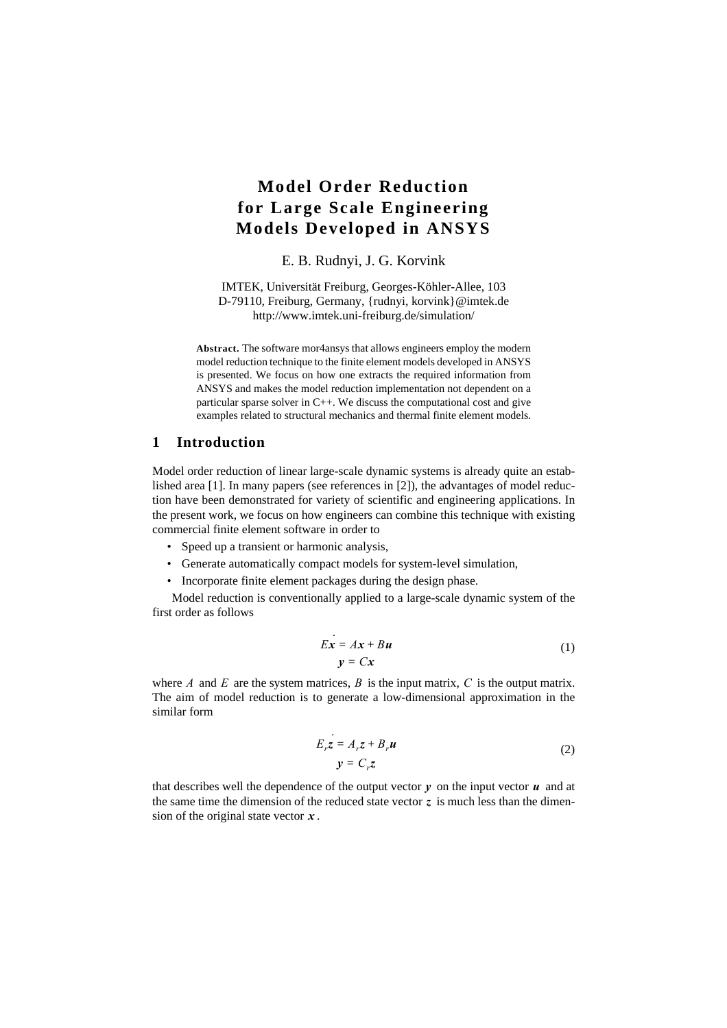# Model Order Reduction for Large Scale Engineering Models Developed in ANSYS

E. B. Rudnyi, J. G. Korvink

IMTEK, Universität Freiburg, Georges-Köhler-Allee, 103
D-79110, Freiburg, Germany, {rudnyi, korvink}@imtek.de
http://www.imtek.uni-freiburg.de/simulation/

**Abstract.** The software mor4ansys that allows engineers employ the modern model reduction technique to the finite element models developed in ANSYS is presented. We focus on how one extracts the required information from ANSYS and makes the model reduction implementation not dependent on a particular sparse solver in C++. We discuss the computational cost and give examples related to structural mechanics and thermal finite element models.

## 1 Introduction

Model order reduction of linear large-scale dynamic systems is already quite an established area [1]. In many papers (see references in [2]), the advantages of model reduction have been demonstrated for variety of scientific and engineering applications. In the present work, we focus on how engineers can combine this technique with existing commercial finite element software in order to

- Speed up a transient or harmonic analysis,
- Generate automatically compact models for system-level simulation,
- Incorporate finite element packages during the design phase.

Model reduction is conventionally applied to a large-scale dynamic system of the first order as follows

$$
\begin{aligned}
E\dot{\boldsymbol{x}} &= A\boldsymbol{x} + B\boldsymbol{u} \\
\boldsymbol{y} &= C\boldsymbol{x}
\end{aligned}
\tag{1}
$$

where $A$ and $E$ are the system matrices, $B$ is the input matrix, $C$ is the output matrix. The aim of model reduction is to generate a low-dimensional approximation in the similar form

$$
\begin{aligned}
E_r\dot{\boldsymbol{z}} &= A_r\boldsymbol{z} + B_r\boldsymbol{u} \\
\boldsymbol{y} &= C_r\boldsymbol{z}
\end{aligned}
\tag{2}
$$

that describes well the dependence of the output vector $\boldsymbol{y}$ on the input vector $\boldsymbol{u}$ and at the same time the dimension of the reduced state vector $\boldsymbol{z}$ is much less than the dimension of the original state vector $\boldsymbol{x}$.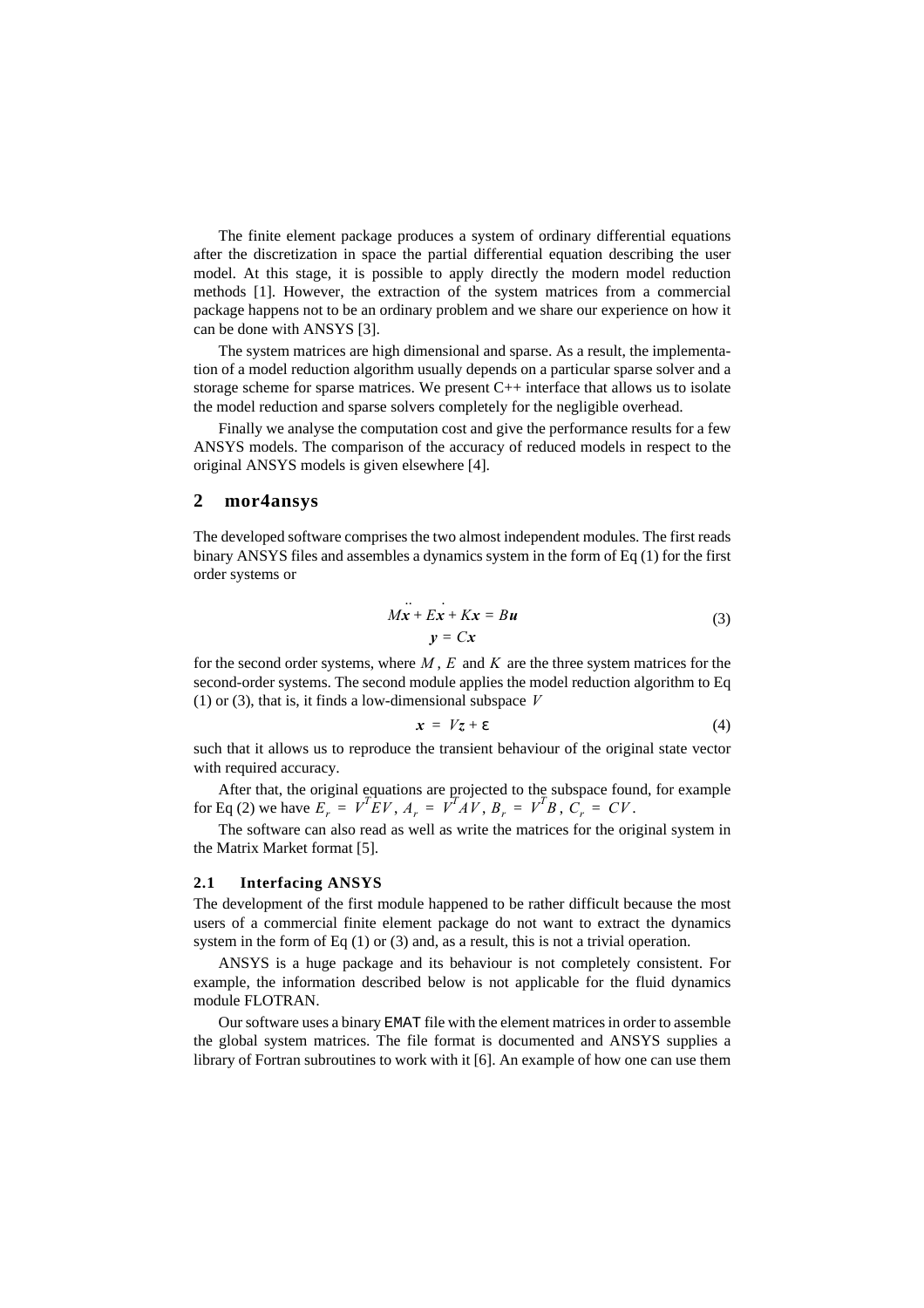The finite element package produces a system of ordinary differential equations after the discretization in space the partial differential equation describing the user model. At this stage, it is possible to apply directly the modern model reduction methods [1]. However, the extraction of the system matrices from a commercial package happens not to be an ordinary problem and we share our experience on how it can be done with ANSYS [3].

The system matrices are high dimensional and sparse. As a result, the implementation of a model reduction algorithm usually depends on a particular sparse solver and a storage scheme for sparse matrices. We present C++ interface that allows us to isolate the model reduction and sparse solvers completely for the negligible overhead.

Finally we analyse the computation cost and give the performance results for a few ANSYS models. The comparison of the accuracy of reduced models in respect to the original ANSYS models is given elsewhere [4].

## 2 mor4ansys

The developed software comprises the two almost independent modules. The first reads binary ANSYS files and assembles a dynamics system in the form of Eq (1) for the first order systems or

$$
\begin{aligned}
M\ddot{\boldsymbol{x}} + E\dot{\boldsymbol{x}} + K\boldsymbol{x} &= B\boldsymbol{u} \\
\boldsymbol{y} &= C\boldsymbol{x}
\end{aligned}
\tag{3}
$$

for the second order systems, where $M$, $E$ and $K$ are the three system matrices for the second-order systems. The second module applies the model reduction algorithm to Eq (1) or (3), that is, it finds a low-dimensional subspace $V$

$$
\boldsymbol{x} = V\boldsymbol{z} + \varepsilon \tag{4}
$$

such that it allows us to reproduce the transient behaviour of the original state vector with required accuracy.

After that, the original equations are projected to the subspace found, for example for Eq (2) we have $E_r = V^T EV$, $A_r = V^T AV$, $B_r = V^T B$, $C_r = CV$.

The software can also read as well as write the matrices for the original system in the Matrix Market format [5].

### 2.1 Interfacing ANSYS

The development of the first module happened to be rather difficult because the most users of a commercial finite element package do not want to extract the dynamics system in the form of Eq (1) or (3) and, as a result, this is not a trivial operation.

ANSYS is a huge package and its behaviour is not completely consistent. For example, the information described below is not applicable for the fluid dynamics module FLOTRAN.

Our software uses a binary `EMAT` file with the element matrices in order to assemble the global system matrices. The file format is documented and ANSYS supplies a library of Fortran subroutines to work with it [6]. An example of how one can use them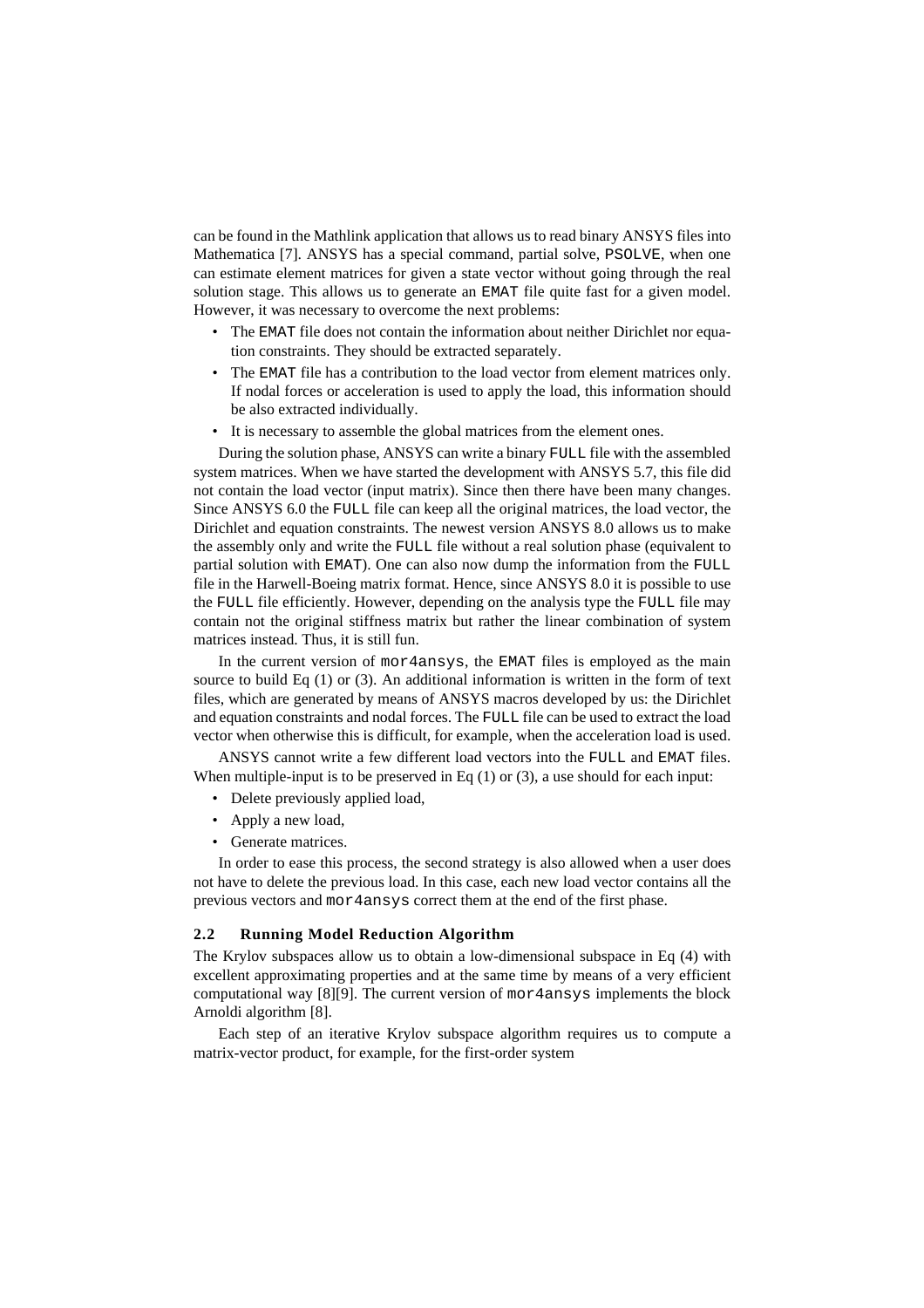can be found in the Mathlink application that allows us to read binary ANSYS files into Mathematica [7]. ANSYS has a special command, partial solve, `PSOLVE`, when one can estimate element matrices for given a state vector without going through the real solution stage. This allows us to generate an `EMAT` file quite fast for a given model. However, it was necessary to overcome the next problems:

- The `EMAT` file does not contain the information about neither Dirichlet nor equation constraints. They should be extracted separately.
- The `EMAT` file has a contribution to the load vector from element matrices only. If nodal forces or acceleration is used to apply the load, this information should be also extracted individually.
- It is necessary to assemble the global matrices from the element ones.

During the solution phase, ANSYS can write a binary `FULL` file with the assembled system matrices. When we have started the development with ANSYS 5.7, this file did not contain the load vector (input matrix). Since then there have been many changes. Since ANSYS 6.0 the `FULL` file can keep all the original matrices, the load vector, the Dirichlet and equation constraints. The newest version ANSYS 8.0 allows us to make the assembly only and write the `FULL` file without a real solution phase (equivalent to partial solution with `EMAT`). One can also now dump the information from the `FULL` file in the Harwell-Boeing matrix format. Hence, since ANSYS 8.0 it is possible to use the `FULL` file efficiently. However, depending on the analysis type the `FULL` file may contain not the original stiffness matrix but rather the linear combination of system matrices instead. Thus, it is still fun.

In the current version of `mor4ansys`, the `EMAT` files is employed as the main source to build Eq (1) or (3). An additional information is written in the form of text files, which are generated by means of ANSYS macros developed by us: the Dirichlet and equation constraints and nodal forces. The `FULL` file can be used to extract the load vector when otherwise this is difficult, for example, when the acceleration load is used.

ANSYS cannot write a few different load vectors into the `FULL` and `EMAT` files. When multiple-input is to be preserved in Eq (1) or (3), a use should for each input:

- Delete previously applied load,
- Apply a new load,
- Generate matrices.

In order to ease this process, the second strategy is also allowed when a user does not have to delete the previous load. In this case, each new load vector contains all the previous vectors and `mor4ansys` correct them at the end of the first phase.

### 2.2 Running Model Reduction Algorithm

The Krylov subspaces allow us to obtain a low-dimensional subspace in Eq (4) with excellent approximating properties and at the same time by means of a very efficient computational way [8][9]. The current version of `mor4ansys` implements the block Arnoldi algorithm [8].

Each step of an iterative Krylov subspace algorithm requires us to compute a matrix-vector product, for example, for the first-order system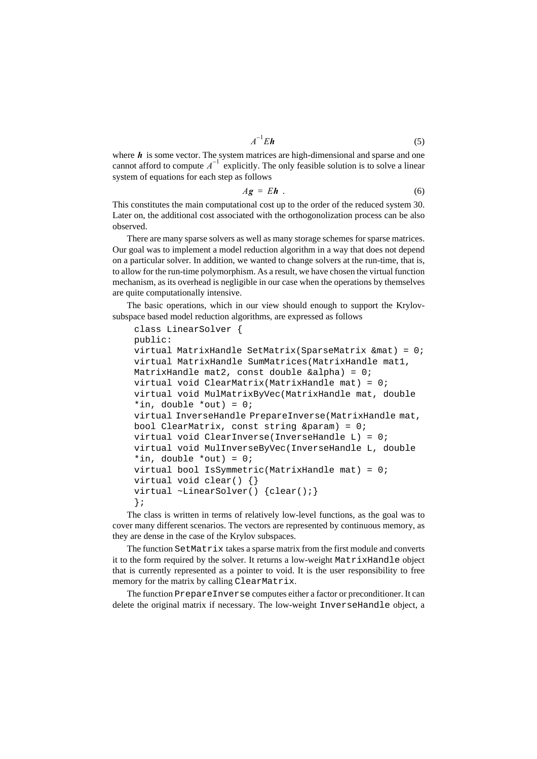$$A^{-1}E\boldsymbol{h} \tag{5}$$

where $\boldsymbol{h}$ is some vector. The system matrices are high-dimensional and sparse and one cannot afford to compute $A^{-1}$ explicitly. The only feasible solution is to solve a linear system of equations for each step as follows

$$A\boldsymbol{g} = E\boldsymbol{h} \ . \tag{6}$$

This constitutes the main computational cost up to the order of the reduced system 30. Later on, the additional cost associated with the orthogonolization process can be also observed.

There are many sparse solvers as well as many storage schemes for sparse matrices. Our goal was to implement a model reduction algorithm in a way that does not depend on a particular solver. In addition, we wanted to change solvers at the run-time, that is, to allow for the run-time polymorphism. As a result, we have chosen the virtual function mechanism, as its overhead is negligible in our case when the operations by themselves are quite computationally intensive.

The basic operations, which in our view should enough to support the Krylov-subspace based model reduction algorithms, are expressed as follows

```
class LinearSolver {
public:
virtual MatrixHandle SetMatrix(SparseMatrix &mat) = 0;
virtual MatrixHandle SumMatrices(MatrixHandle mat1,
MatrixHandle mat2, const double &alpha) = 0;
virtual void ClearMatrix(MatrixHandle mat) = 0;
virtual void MulMatrixByVec(MatrixHandle mat, double
*in, double *out) = 0;
virtual InverseHandle PrepareInverse(MatrixHandle mat,
bool ClearMatrix, const string &param) = 0;
virtual void ClearInverse(InverseHandle L) = 0;
virtual void MulInverseByVec(InverseHandle L, double
*in, double *out) = 0;
virtual bool IsSymmetric(MatrixHandle mat) = 0;
virtual void clear() {}
virtual ~LinearSolver() {clear();}
};
```

The class is written in terms of relatively low-level functions, as the goal was to cover many different scenarios. The vectors are represented by continuous memory, as they are dense in the case of the Krylov subspaces.

The function `SetMatrix` takes a sparse matrix from the first module and converts it to the form required by the solver. It returns a low-weight `MatrixHandle` object that is currently represented as a pointer to void. It is the user responsibility to free memory for the matrix by calling `ClearMatrix`.

The function `PrepareInverse` computes either a factor or preconditioner. It can delete the original matrix if necessary. The low-weight `InverseHandle` object, a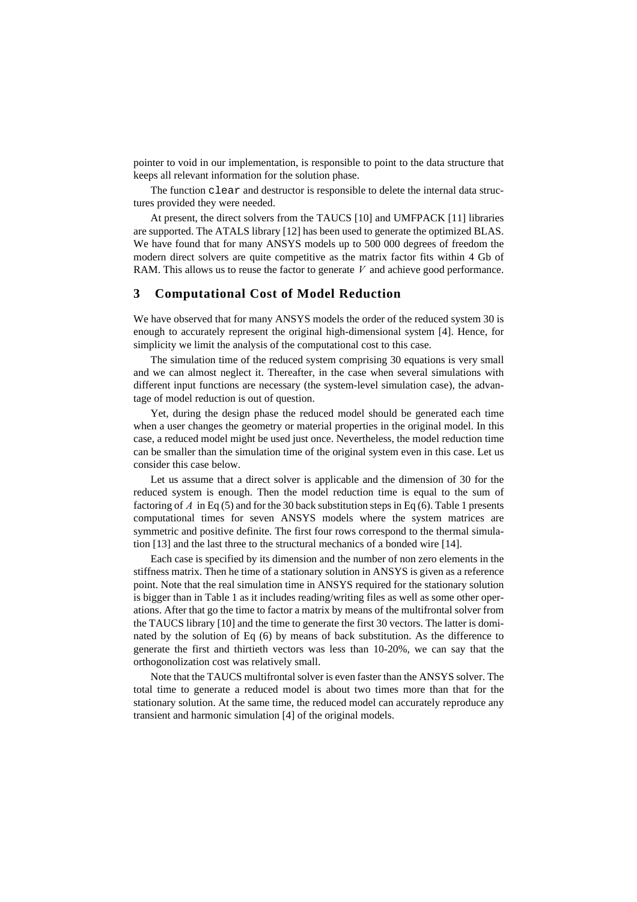pointer to void in our implementation, is responsible to point to the data structure that keeps all relevant information for the solution phase.

The function `clear` and destructor is responsible to delete the internal data structures provided they were needed.

At present, the direct solvers from the TAUCS [10] and UMFPACK [11] libraries are supported. The ATALS library [12] has been used to generate the optimized BLAS. We have found that for many ANSYS models up to 500 000 degrees of freedom the modern direct solvers are quite competitive as the matrix factor fits within 4 Gb of RAM. This allows us to reuse the factor to generate $V$ and achieve good performance.

## 3 Computational Cost of Model Reduction

We have observed that for many ANSYS models the order of the reduced system 30 is enough to accurately represent the original high-dimensional system [4]. Hence, for simplicity we limit the analysis of the computational cost to this case.

The simulation time of the reduced system comprising 30 equations is very small and we can almost neglect it. Thereafter, in the case when several simulations with different input functions are necessary (the system-level simulation case), the advantage of model reduction is out of question.

Yet, during the design phase the reduced model should be generated each time when a user changes the geometry or material properties in the original model. In this case, a reduced model might be used just once. Nevertheless, the model reduction time can be smaller than the simulation time of the original system even in this case. Let us consider this case below.

Let us assume that a direct solver is applicable and the dimension of 30 for the reduced system is enough. Then the model reduction time is equal to the sum of factoring of $A$ in Eq (5) and for the 30 back substitution steps in Eq (6). Table 1 presents computational times for seven ANSYS models where the system matrices are symmetric and positive definite. The first four rows correspond to the thermal simulation [13] and the last three to the structural mechanics of a bonded wire [14].

Each case is specified by its dimension and the number of non zero elements in the stiffness matrix. Then he time of a stationary solution in ANSYS is given as a reference point. Note that the real simulation time in ANSYS required for the stationary solution is bigger than in Table 1 as it includes reading/writing files as well as some other operations. After that go the time to factor a matrix by means of the multifrontal solver from the TAUCS library [10] and the time to generate the first 30 vectors. The latter is dominated by the solution of Eq (6) by means of back substitution. As the difference to generate the first and thirtieth vectors was less than 10-20%, we can say that the orthogonolization cost was relatively small.

Note that the TAUCS multifrontal solver is even faster than the ANSYS solver. The total time to generate a reduced model is about two times more than that for the stationary solution. At the same time, the reduced model can accurately reproduce any transient and harmonic simulation [4] of the original models.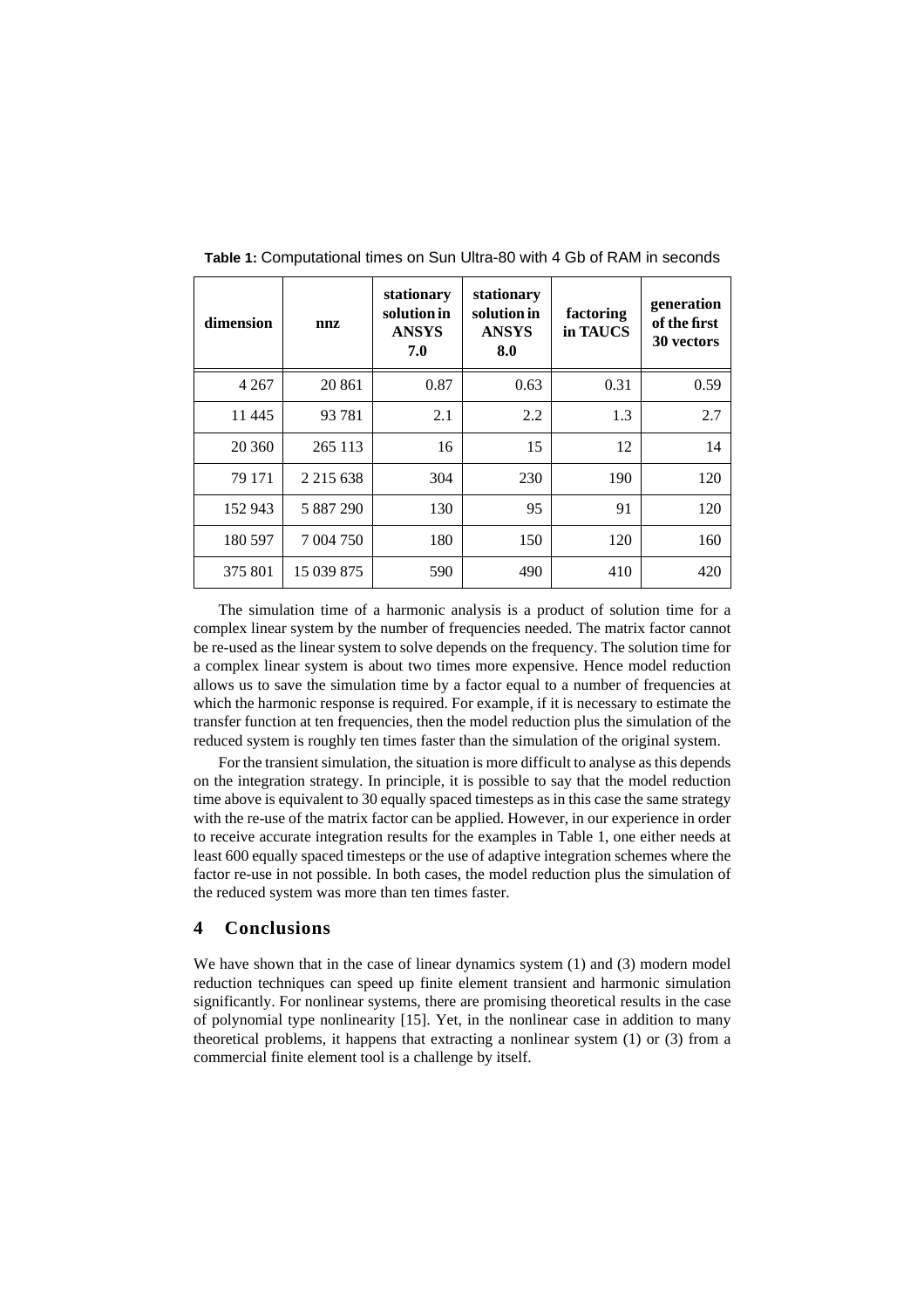**Table 1:** Computational times on Sun Ultra-80 with 4 Gb of RAM in seconds

| dimension | nnz | stationary solution in ANSYS 7.0 | stationary solution in ANSYS 8.0 | factoring in TAUCS | generation of the first 30 vectors |
|---|---|---|---|---|---|
| 4 267 | 20 861 | 0.87 | 0.63 | 0.31 | 0.59 |
| 11 445 | 93 781 | 2.1 | 2.2 | 1.3 | 2.7 |
| 20 360 | 265 113 | 16 | 15 | 12 | 14 |
| 79 171 | 2 215 638 | 304 | 230 | 190 | 120 |
| 152 943 | 5 887 290 | 130 | 95 | 91 | 120 |
| 180 597 | 7 004 750 | 180 | 150 | 120 | 160 |
| 375 801 | 15 039 875 | 590 | 490 | 410 | 420 |

The simulation time of a harmonic analysis is a product of solution time for a complex linear system by the number of frequencies needed. The matrix factor cannot be re-used as the linear system to solve depends on the frequency. The solution time for a complex linear system is about two times more expensive. Hence model reduction allows us to save the simulation time by a factor equal to a number of frequencies at which the harmonic response is required. For example, if it is necessary to estimate the transfer function at ten frequencies, then the model reduction plus the simulation of the reduced system is roughly ten times faster than the simulation of the original system.

For the transient simulation, the situation is more difficult to analyse as this depends on the integration strategy. In principle, it is possible to say that the model reduction time above is equivalent to 30 equally spaced timesteps as in this case the same strategy with the re-use of the matrix factor can be applied. However, in our experience in order to receive accurate integration results for the examples in Table 1, one either needs at least 600 equally spaced timesteps or the use of adaptive integration schemes where the factor re-use in not possible. In both cases, the model reduction plus the simulation of the reduced system was more than ten times faster.

## 4 Conclusions

We have shown that in the case of linear dynamics system (1) and (3) modern model reduction techniques can speed up finite element transient and harmonic simulation significantly. For nonlinear systems, there are promising theoretical results in the case of polynomial type nonlinearity [15]. Yet, in the nonlinear case in addition to many theoretical problems, it happens that extracting a nonlinear system (1) or (3) from a commercial finite element tool is a challenge by itself.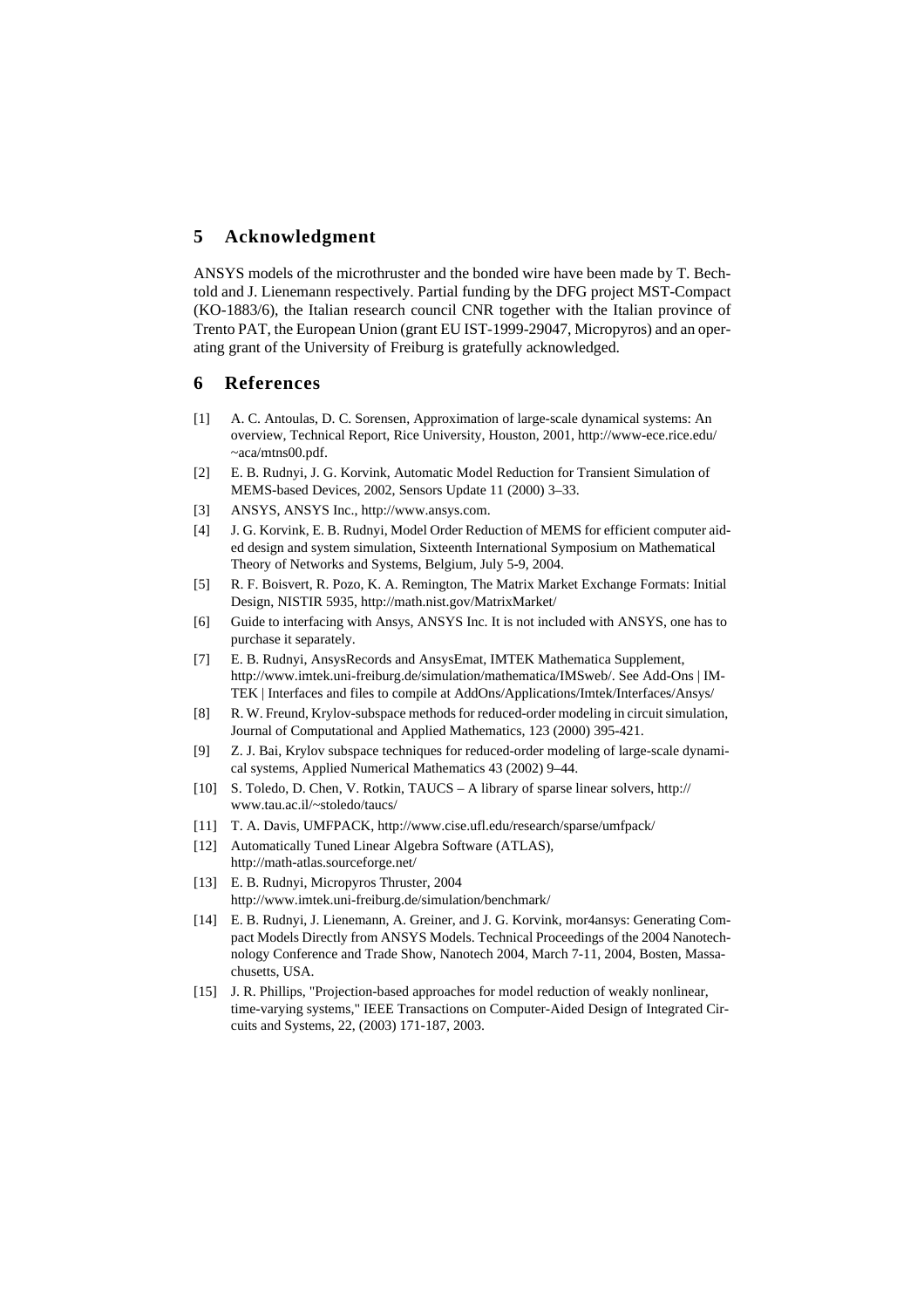## 5 Acknowledgment

ANSYS models of the microthruster and the bonded wire have been made by T. Bechtold and J. Lienemann respectively. Partial funding by the DFG project MST-Compact (KO-1883/6), the Italian research council CNR together with the Italian province of Trento PAT, the European Union (grant EU IST-1999-29047, Micropyros) and an operating grant of the University of Freiburg is gratefully acknowledged.

## 6 References

[1] A. C. Antoulas, D. C. Sorensen, Approximation of large-scale dynamical systems: An overview, Technical Report, Rice University, Houston, 2001, http://www-ece.rice.edu/~aca/mtns00.pdf.

[2] E. B. Rudnyi, J. G. Korvink, Automatic Model Reduction for Transient Simulation of MEMS-based Devices, 2002, Sensors Update 11 (2000) 3–33.

[3] ANSYS, ANSYS Inc., http://www.ansys.com.

[4] J. G. Korvink, E. B. Rudnyi, Model Order Reduction of MEMS for efficient computer aided design and system simulation, Sixteenth International Symposium on Mathematical Theory of Networks and Systems, Belgium, July 5-9, 2004.

[5] R. F. Boisvert, R. Pozo, K. A. Remington, The Matrix Market Exchange Formats: Initial Design, NISTIR 5935, http://math.nist.gov/MatrixMarket/

[6] Guide to interfacing with Ansys, ANSYS Inc. It is not included with ANSYS, one has to purchase it separately.

[7] E. B. Rudnyi, AnsysRecords and AnsysEmat, IMTEK Mathematica Supplement, http://www.imtek.uni-freiburg.de/simulation/mathematica/IMSweb/. See Add-Ons | IMTEK | Interfaces and files to compile at AddOns/Applications/Imtek/Interfaces/Ansys/

[8] R. W. Freund, Krylov-subspace methods for reduced-order modeling in circuit simulation, Journal of Computational and Applied Mathematics, 123 (2000) 395-421.

[9] Z. J. Bai, Krylov subspace techniques for reduced-order modeling of large-scale dynamical systems, Applied Numerical Mathematics 43 (2002) 9–44.

[10] S. Toledo, D. Chen, V. Rotkin, TAUCS – A library of sparse linear solvers, http://www.tau.ac.il/~stoledo/taucs/

[11] T. A. Davis, UMFPACK, http://www.cise.ufl.edu/research/sparse/umfpack/

[12] Automatically Tuned Linear Algebra Software (ATLAS), http://math-atlas.sourceforge.net/

[13] E. B. Rudnyi, Micropyros Thruster, 2004 http://www.imtek.uni-freiburg.de/simulation/benchmark/

[14] E. B. Rudnyi, J. Lienemann, A. Greiner, and J. G. Korvink, mor4ansys: Generating Compact Models Directly from ANSYS Models. Technical Proceedings of the 2004 Nanotechnology Conference and Trade Show, Nanotech 2004, March 7-11, 2004, Bosten, Massachusetts, USA.

[15] J. R. Phillips, "Projection-based approaches for model reduction of weakly nonlinear, time-varying systems," IEEE Transactions on Computer-Aided Design of Integrated Circuits and Systems, 22, (2003) 171-187, 2003.